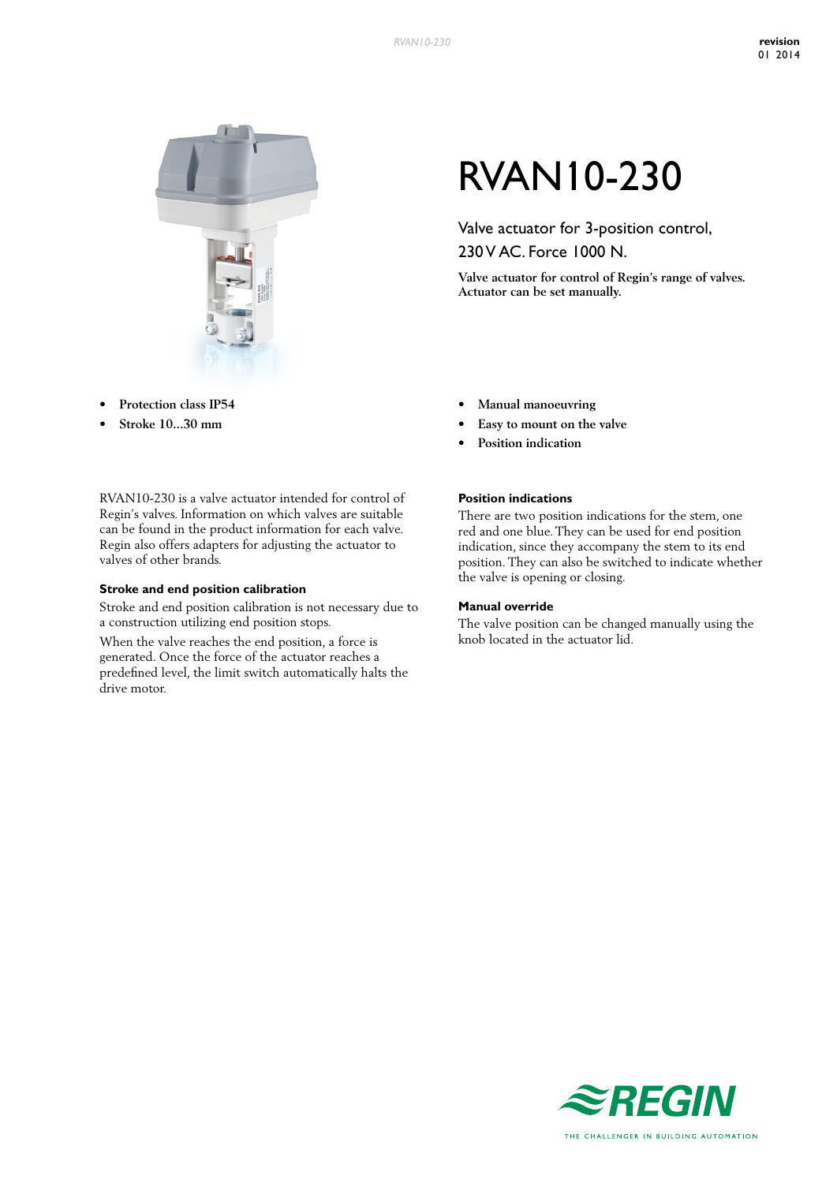# RVAN10-230

Valve actuator for 3-position control, 230 V AC. Force 1000 N.

**Valve actuator for control of Regin's range of valves. Actuator can be set manually.**

- **Protection class IP54**
- **Stroke 10...30 mm**
- **Manual manoeuvring**
- **Easy to mount on the valve**
- **Position indication**

RVAN10-230 is a valve actuator intended for control of Regin's valves. Information on which valves are suitable can be found in the product information for each valve. Regin also offers adapters for adjusting the actuator to valves of other brands.

### Stroke and end position calibration

Stroke and end position calibration is not necessary due to a construction utilizing end position stops.

When the valve reaches the end position, a force is generated. Once the force of the actuator reaches a predefined level, the limit switch automatically halts the drive motor.

### Position indications

There are two position indications for the stem, one red and one blue. They can be used for end position indication, since they accompany the stem to its end position. They can also be switched to indicate whether the valve is opening or closing.

### Manual override

The valve position can be changed manually using the knob located in the actuator lid.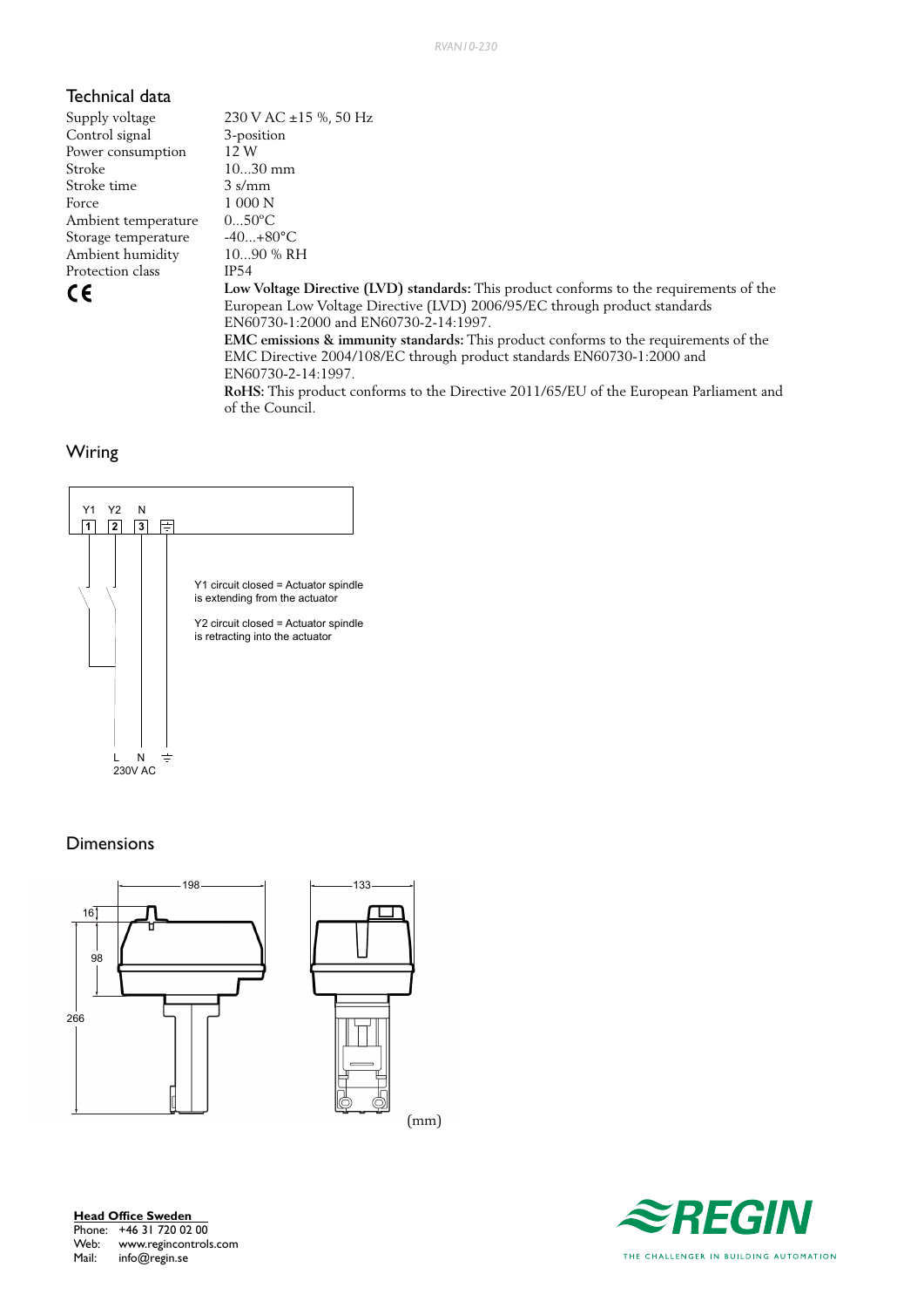## Technical data

| | |
|---|---|
| Supply voltage | 230 V AC ±15 %, 50 Hz |
| Control signal | 3-position |
| Power consumption | 12 W |
| Stroke | 10...30 mm |
| Stroke time | 3 s/mm |
| Force | 1 000 N |
| Ambient temperature | 0...50°C |
| Storage temperature | -40...+80°C |
| Ambient humidity | 10...90 % RH |
| Protection class | IP54 |

CE

**Low Voltage Directive (LVD) standards:** This product conforms to the requirements of the European Low Voltage Directive (LVD) 2006/95/EC through product standards EN60730-1:2000 and EN60730-2-14:1997.

**EMC emissions & immunity standards:** This product conforms to the requirements of the EMC Directive 2004/108/EC through product standards EN60730-1:2000 and EN60730-2-14:1997.

**RoHS:** This product conforms to the Directive 2011/65/EU of the European Parliament and of the Council.

## Wiring

Y1 Y2 N
1 2 3

Y1 circuit closed = Actuator spindle is extending from the actuator

Y2 circuit closed = Actuator spindle is retracting into the actuator

L N
230V AC

## Dimensions

198
16
98
266
133

(mm)

**Head Office Sweden**
Phone: +46 31 720 02 00
Web: www.regincontrols.com
Mail: info@regin.se

REGIN
THE CHALLENGER IN BUILDING AUTOMATION